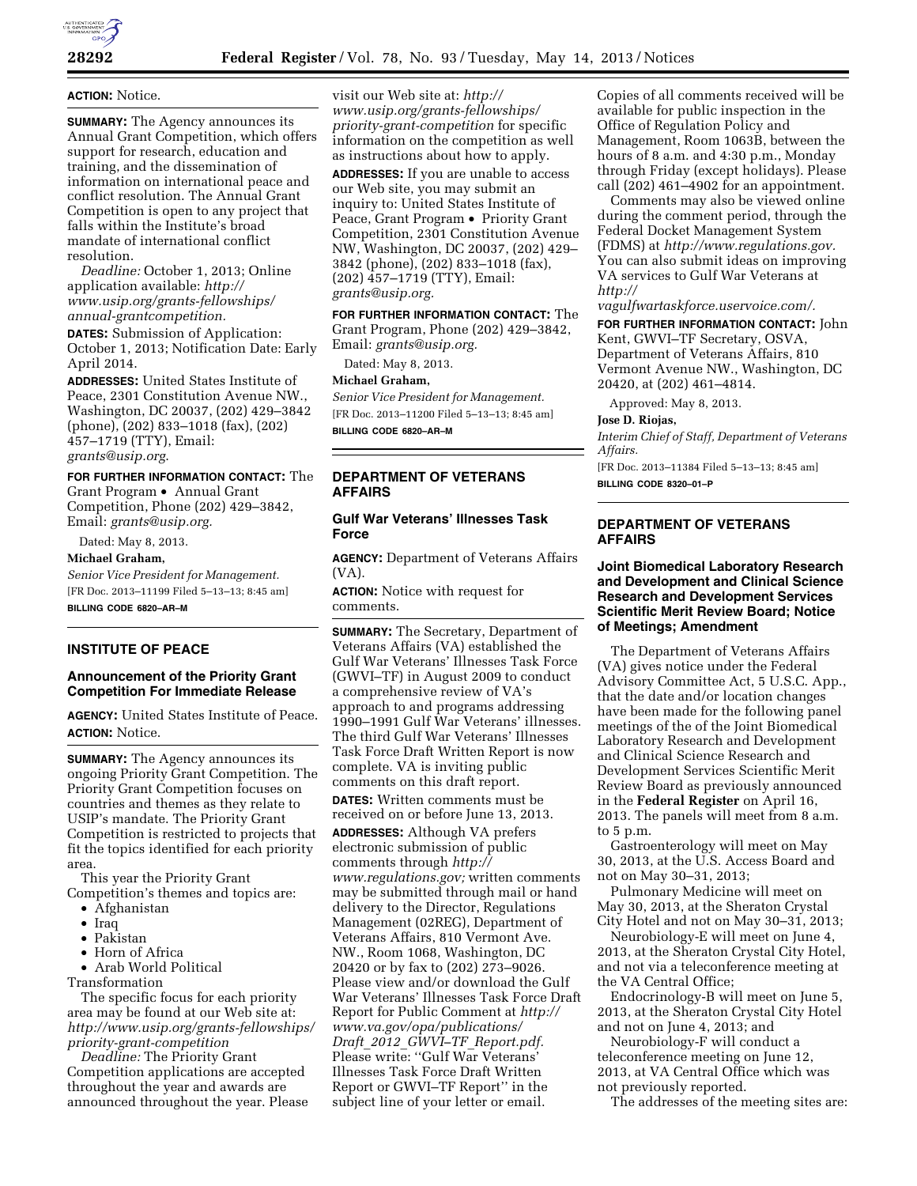**ACTION:** Notice.

**SUMMARY:** The Agency announces its Annual Grant Competition, which offers support for research, education and training, and the dissemination of information on international peace and conflict resolution. The Annual Grant Competition is open to any project that falls within the Institute's broad mandate of international conflict resolution.

*Deadline:* October 1, 2013; Online application available: *http://www.usip.org/grants-fellowships/annual-grantcompetition.*

**DATES:** Submission of Application: October 1, 2013; Notification Date: Early April 2014.

**ADDRESSES:** United States Institute of Peace, 2301 Constitution Avenue NW., Washington, DC 20037, (202) 429–3842 (phone), (202) 833–1018 (fax), (202) 457–1719 (TTY), Email: *grants@usip.org.*

**FOR FURTHER INFORMATION CONTACT:** The Grant Program • Annual Grant Competition, Phone (202) 429–3842, Email: *grants@usip.org.*

Dated: May 8, 2013.

**Michael Graham,**

*Senior Vice President for Management.*

[FR Doc. 2013–11199 Filed 5–13–13; 8:45 am]

**BILLING CODE 6820–AR–M**

## INSTITUTE OF PEACE

### Announcement of the Priority Grant Competition For Immediate Release

**AGENCY:** United States Institute of Peace.

**ACTION:** Notice.

**SUMMARY:** The Agency announces its ongoing Priority Grant Competition. The Priority Grant Competition focuses on countries and themes as they relate to USIP's mandate. The Priority Grant Competition is restricted to projects that fit the topics identified for each priority area.

This year the Priority Grant Competition's themes and topics are:

- Afghanistan
- Iraq
- Pakistan
- Horn of Africa
- Arab World Political Transformation

The specific focus for each priority area may be found at our Web site at: *http://www.usip.org/grants-fellowships/priority-grant-competition*

*Deadline:* The Priority Grant Competition applications are accepted throughout the year and awards are announced throughout the year. Please visit our Web site at: *http://www.usip.org/grants-fellowships/priority-grant-competition* for specific information on the competition as well as instructions about how to apply.

**ADDRESSES:** If you are unable to access our Web site, you may submit an inquiry to: United States Institute of Peace, Grant Program • Priority Grant Competition, 2301 Constitution Avenue NW, Washington, DC 20037, (202) 429–3842 (phone), (202) 833–1018 (fax), (202) 457–1719 (TTY), Email: *grants@usip.org.*

**FOR FURTHER INFORMATION CONTACT:** The Grant Program, Phone (202) 429–3842, Email: *grants@usip.org.*

Dated: May 8, 2013.

**Michael Graham,**

*Senior Vice President for Management.*

[FR Doc. 2013–11200 Filed 5–13–13; 8:45 am]

**BILLING CODE 6820–AR–M**

## DEPARTMENT OF VETERANS AFFAIRS

### Gulf War Veterans' Illnesses Task Force

**AGENCY:** Department of Veterans Affairs (VA).

**ACTION:** Notice with request for comments.

**SUMMARY:** The Secretary, Department of Veterans Affairs (VA) established the Gulf War Veterans' Illnesses Task Force (GWVI–TF) in August 2009 to conduct a comprehensive review of VA's approach to and programs addressing 1990–1991 Gulf War Veterans' illnesses. The third Gulf War Veterans' Illnesses Task Force Draft Written Report is now complete. VA is inviting public comments on this draft report.

**DATES:** Written comments must be received on or before June 13, 2013.

**ADDRESSES:** Although VA prefers electronic submission of public comments through *http://www.regulations.gov;* written comments may be submitted through mail or hand delivery to the Director, Regulations Management (02REG), Department of Veterans Affairs, 810 Vermont Ave. NW., Room 1068, Washington, DC 20420 or by fax to (202) 273–9026. Please view and/or download the Gulf War Veterans' Illnesses Task Force Draft Report for Public Comment at *http://www.va.gov/opa/publications/Draft_2012_GWVI–TF_Report.pdf.* Please write: ''Gulf War Veterans' Illnesses Task Force Draft Written Report or GWVI–TF Report'' in the subject line of your letter or email.

Copies of all comments received will be available for public inspection in the Office of Regulation Policy and Management, Room 1063B, between the hours of 8 a.m. and 4:30 p.m., Monday through Friday (except holidays). Please call (202) 461–4902 for an appointment.

Comments may also be viewed online during the comment period, through the Federal Docket Management System (FDMS) at *http://www.regulations.gov.* You can also submit ideas on improving VA services to Gulf War Veterans at *http://vagulfwartaskforce.uservoice.com/.*

**FOR FURTHER INFORMATION CONTACT:** John Kent, GWVI–TF Secretary, OSVA, Department of Veterans Affairs, 810 Vermont Avenue NW., Washington, DC 20420, at (202) 461–4814.

Approved: May 8, 2013.

**Jose D. Riojas,**

*Interim Chief of Staff, Department of Veterans Affairs.*

[FR Doc. 2013–11384 Filed 5–13–13; 8:45 am]

**BILLING CODE 8320–01–P**

## DEPARTMENT OF VETERANS AFFAIRS

### Joint Biomedical Laboratory Research and Development and Clinical Science Research and Development Services Scientific Merit Review Board; Notice of Meetings; Amendment

The Department of Veterans Affairs (VA) gives notice under the Federal Advisory Committee Act, 5 U.S.C. App., that the date and/or location changes have been made for the following panel meetings of the of the Joint Biomedical Laboratory Research and Development and Clinical Science Research and Development Services Scientific Merit Review Board as previously announced in the **Federal Register** on April 16, 2013. The panels will meet from 8 a.m. to 5 p.m.

Gastroenterology will meet on May 30, 2013, at the U.S. Access Board and not on May 30–31, 2013;

Pulmonary Medicine will meet on May 30, 2013, at the Sheraton Crystal City Hotel and not on May 30–31, 2013;

Neurobiology-E will meet on June 4, 2013, at the Sheraton Crystal City Hotel, and not via a teleconference meeting at the VA Central Office;

Endocrinology-B will meet on June 5, 2013, at the Sheraton Crystal City Hotel and not on June 4, 2013; and

Neurobiology-F will conduct a teleconference meeting on June 12, 2013, at VA Central Office which was not previously reported.

The addresses of the meeting sites are: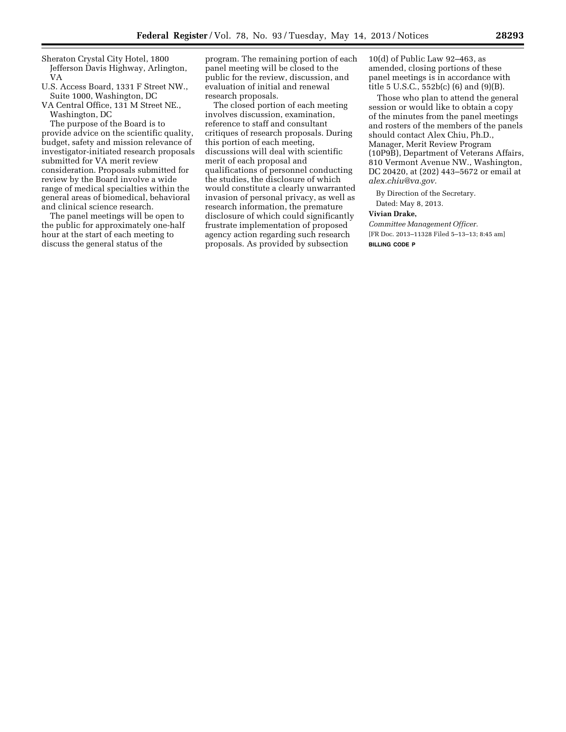Sheraton Crystal City Hotel, 1800 Jefferson Davis Highway, Arlington, VA

U.S. Access Board, 1331 F Street NW., Suite 1000, Washington, DC

VA Central Office, 131 M Street NE., Washington, DC

The purpose of the Board is to provide advice on the scientific quality, budget, safety and mission relevance of investigator-initiated research proposals submitted for VA merit review consideration. Proposals submitted for review by the Board involve a wide range of medical specialties within the general areas of biomedical, behavioral and clinical science research.

The panel meetings will be open to the public for approximately one-half hour at the start of each meeting to discuss the general status of the program. The remaining portion of each panel meeting will be closed to the public for the review, discussion, and evaluation of initial and renewal research proposals.

The closed portion of each meeting involves discussion, examination, reference to staff and consultant critiques of research proposals. During this portion of each meeting, discussions will deal with scientific merit of each proposal and qualifications of personnel conducting the studies, the disclosure of which would constitute a clearly unwarranted invasion of personal privacy, as well as research information, the premature disclosure of which could significantly frustrate implementation of proposed agency action regarding such research proposals. As provided by subsection 10(d) of Public Law 92–463, as amended, closing portions of these panel meetings is in accordance with title 5 U.S.C., 552b(c) (6) and (9)(B).

Those who plan to attend the general session or would like to obtain a copy of the minutes from the panel meetings and rosters of the members of the panels should contact Alex Chiu, Ph.D., Manager, Merit Review Program (10P9B), Department of Veterans Affairs, 810 Vermont Avenue NW., Washington, DC 20420, at (202) 443–5672 or email at *alex.chiu@va.gov.*

By Direction of the Secretary.

Dated: May 8, 2013.

**Vivian Drake,**

*Committee Management Officer.*

[FR Doc. 2013–11328 Filed 5–13–13; 8:45 am]

**BILLING CODE P**